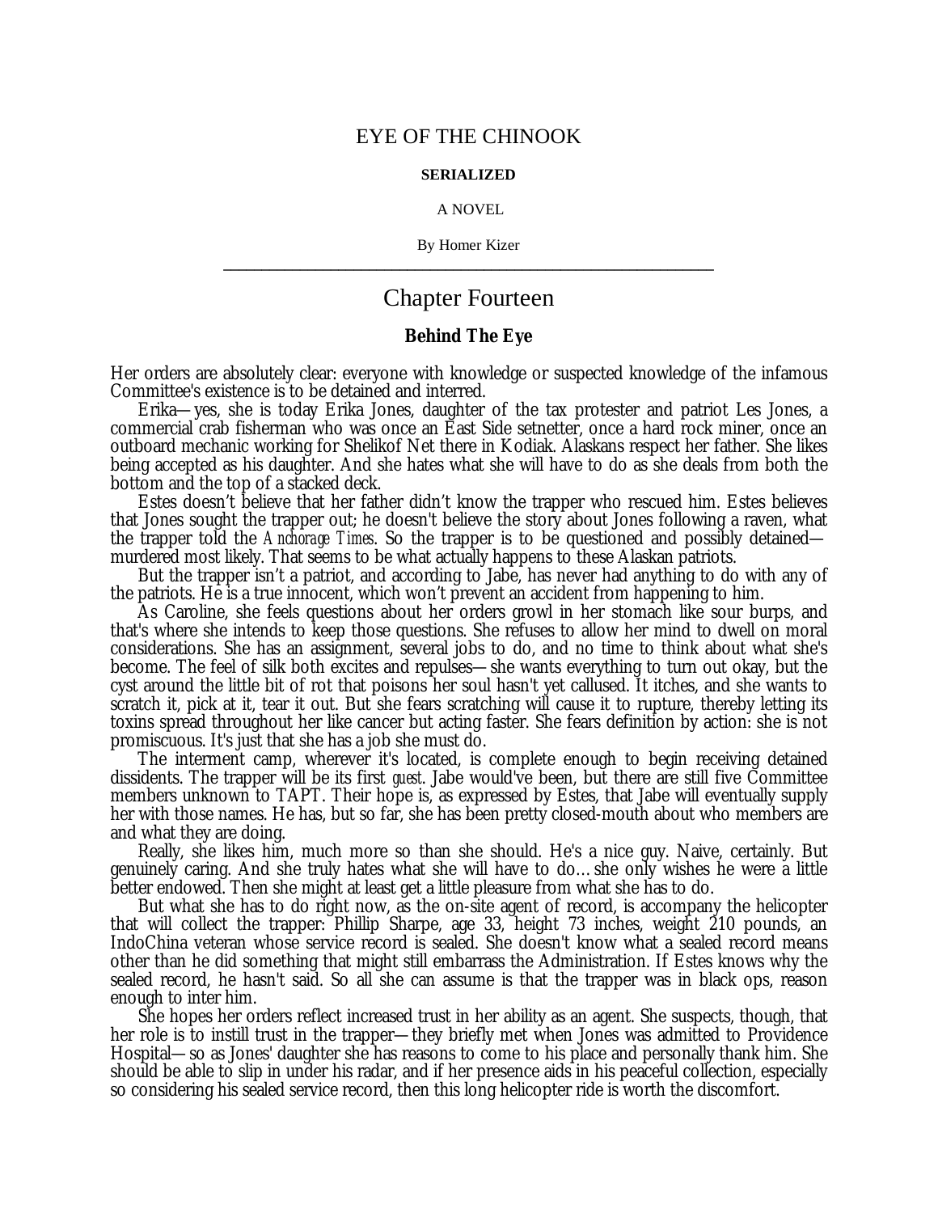# EYE OF THE CHINOOK

**SERIALIZED**

A NOVEL

By Homer Kizer

---

## Chapter Fourteen

### Behind The Eye

Her orders are absolutely clear: everyone with knowledge or suspected knowledge of the infamous Committee's existence is to be detained and interred.

Erika—yes, she is today Erika Jones, daughter of the tax protester and patriot Les Jones, a commercial crab fisherman who was once an East Side setnetter, once a hard rock miner, once an outboard mechanic working for Shelikof Net there in Kodiak. Alaskans respect her father. She likes being accepted as his daughter. And she hates what she will have to do as she deals from both the bottom and the top of a stacked deck.

Estes doesn't believe that her father didn't know the trapper who rescued him. Estes believes that Jones sought the trapper out; he doesn't believe the story about Jones following a raven, what the trapper told the *Anchorage Times*. So the trapper is to be questioned and possibly detained—murdered most likely. That seems to be what actually happens to these Alaskan patriots.

But the trapper isn't a patriot, and according to Jabe, has never had anything to do with any of the patriots. He is a true innocent, which won't prevent an accident from happening to him.

As Caroline, she feels questions about her orders growl in her stomach like sour burps, and that's where she intends to keep those questions. She refuses to allow her mind to dwell on moral considerations. She has an assignment, several jobs to do, and no time to think about what she's become. The feel of silk both excites and repulses—she wants everything to turn out okay, but the cyst around the little bit of rot that poisons her soul hasn't yet callused. It itches, and she wants to scratch it, pick at it, tear it out. But she fears scratching will cause it to rupture, thereby letting its toxins spread throughout her like cancer but acting faster. She fears definition by action: she is not promiscuous. It's just that she has a job she must do.

The interment camp, wherever it's located, is complete enough to begin receiving detained dissidents. The trapper will be its first *guest*. Jabe would've been, but there are still five Committee members unknown to TAPT. Their hope is, as expressed by Estes, that Jabe will eventually supply her with those names. He has, but so far, she has been pretty closed-mouth about who members are and what they are doing.

Really, she likes him, much more so than she should. He's a nice guy. Naive, certainly. But genuinely caring. And she truly hates what she will have to do…she only wishes he were a little better endowed. Then she might at least get a little pleasure from what she has to do.

But what she has to do right now, as the on-site agent of record, is accompany the helicopter that will collect the trapper: Phillip Sharpe, age 33, height 73 inches, weight 210 pounds, an IndoChina veteran whose service record is sealed. She doesn't know what a sealed record means other than he did something that might still embarrass the Administration. If Estes knows why the sealed record, he hasn't said. So all she can assume is that the trapper was in black ops, reason enough to inter him.

She hopes her orders reflect increased trust in her ability as an agent. She suspects, though, that her role is to instill trust in the trapper—they briefly met when Jones was admitted to Providence Hospital—so as Jones' daughter she has reasons to come to his place and personally thank him. She should be able to slip in under his radar, and if her presence aids in his peaceful collection, especially so considering his sealed service record, then this long helicopter ride is worth the discomfort.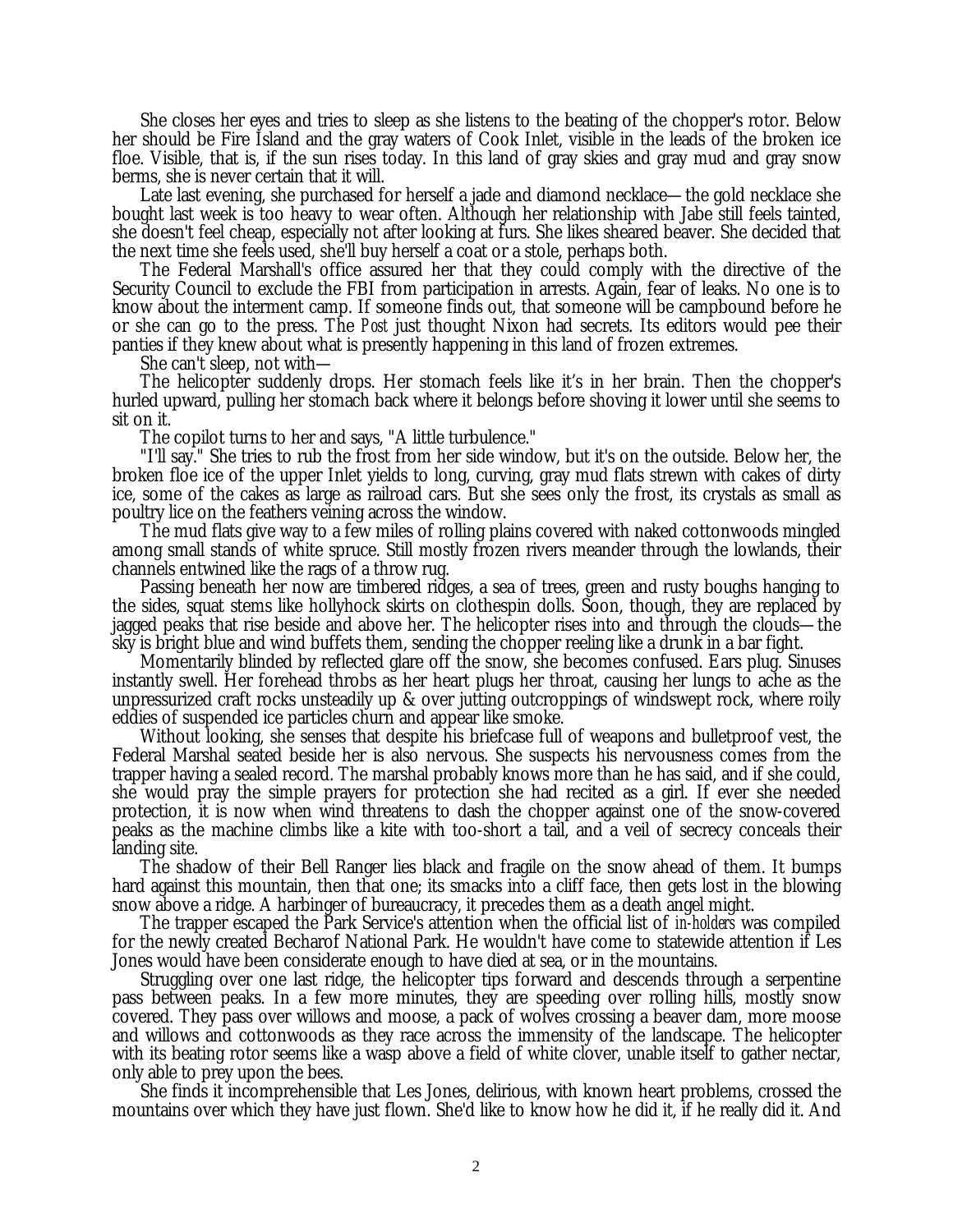She closes her eyes and tries to sleep as she listens to the beating of the chopper's rotor. Below her should be Fire Island and the gray waters of Cook Inlet, visible in the leads of the broken ice floe. Visible, that is, if the sun rises today. In this land of gray skies and gray mud and gray snow berms, she is never certain that it will.

Late last evening, she purchased for herself a jade and diamond necklace—the gold necklace she bought last week is too heavy to wear often. Although her relationship with Jabe still feels tainted, she doesn't feel cheap, especially not after looking at furs. She likes sheared beaver. She decided that the next time she feels used, she'll buy herself a coat or a stole, perhaps both.

The Federal Marshall's office assured her that they could comply with the directive of the Security Council to exclude the FBI from participation in arrests. Again, fear of leaks. No one is to know about the interment camp. If someone finds out, that someone will be campbound before he or she can go to the press. The *Post* just thought Nixon had secrets. Its editors would pee their panties if they knew about what is presently happening in this land of frozen extremes.

She can't sleep, not with—

The helicopter suddenly drops. Her stomach feels like it's in her brain. Then the chopper's hurled upward, pulling her stomach back where it belongs before shoving it lower until she seems to sit on it.

The copilot turns to her and says, "A little turbulence."

"I'll say." She tries to rub the frost from her side window, but it's on the outside. Below her, the broken floe ice of the upper Inlet yields to long, curving, gray mud flats strewn with cakes of dirty ice, some of the cakes as large as railroad cars. But she sees only the frost, its crystals as small as poultry lice on the feathers veining across the window.

The mud flats give way to a few miles of rolling plains covered with naked cottonwoods mingled among small stands of white spruce. Still mostly frozen rivers meander through the lowlands, their channels entwined like the rags of a throw rug.

Passing beneath her now are timbered ridges, a sea of trees, green and rusty boughs hanging to the sides, squat stems like hollyhock skirts on clothespin dolls. Soon, though, they are replaced by jagged peaks that rise beside and above her. The helicopter rises into and through the clouds—the sky is bright blue and wind buffets them, sending the chopper reeling like a drunk in a bar fight.

Momentarily blinded by reflected glare off the snow, she becomes confused. Ears plug. Sinuses instantly swell. Her forehead throbs as her heart plugs her throat, causing her lungs to ache as the unpressurized craft rocks unsteadily up & over jutting outcroppings of windswept rock, where roily eddies of suspended ice particles churn and appear like smoke.

Without looking, she senses that despite his briefcase full of weapons and bulletproof vest, the Federal Marshal seated beside her is also nervous. She suspects his nervousness comes from the trapper having a sealed record. The marshal probably knows more than he has said, and if she could, she would pray the simple prayers for protection she had recited as a girl. If ever she needed protection, it is now when wind threatens to dash the chopper against one of the snow-covered peaks as the machine climbs like a kite with too-short a tail, and a veil of secrecy conceals their landing site.

The shadow of their Bell Ranger lies black and fragile on the snow ahead of them. It bumps hard against this mountain, then that one; its smacks into a cliff face, then gets lost in the blowing snow above a ridge. A harbinger of bureaucracy, it precedes them as a death angel might.

The trapper escaped the Park Service's attention when the official list of *in-holders* was compiled for the newly created Becharof National Park. He wouldn't have come to statewide attention if Les Jones would have been considerate enough to have died at sea, or in the mountains.

Struggling over one last ridge, the helicopter tips forward and descends through a serpentine pass between peaks. In a few more minutes, they are speeding over rolling hills, mostly snow covered. They pass over willows and moose, a pack of wolves crossing a beaver dam, more moose and willows and cottonwoods as they race across the immensity of the landscape. The helicopter with its beating rotor seems like a wasp above a field of white clover, unable itself to gather nectar, only able to prey upon the bees.

She finds it incomprehensible that Les Jones, delirious, with known heart problems, crossed the mountains over which they have just flown. She'd like to know how he did it, if he really did it. And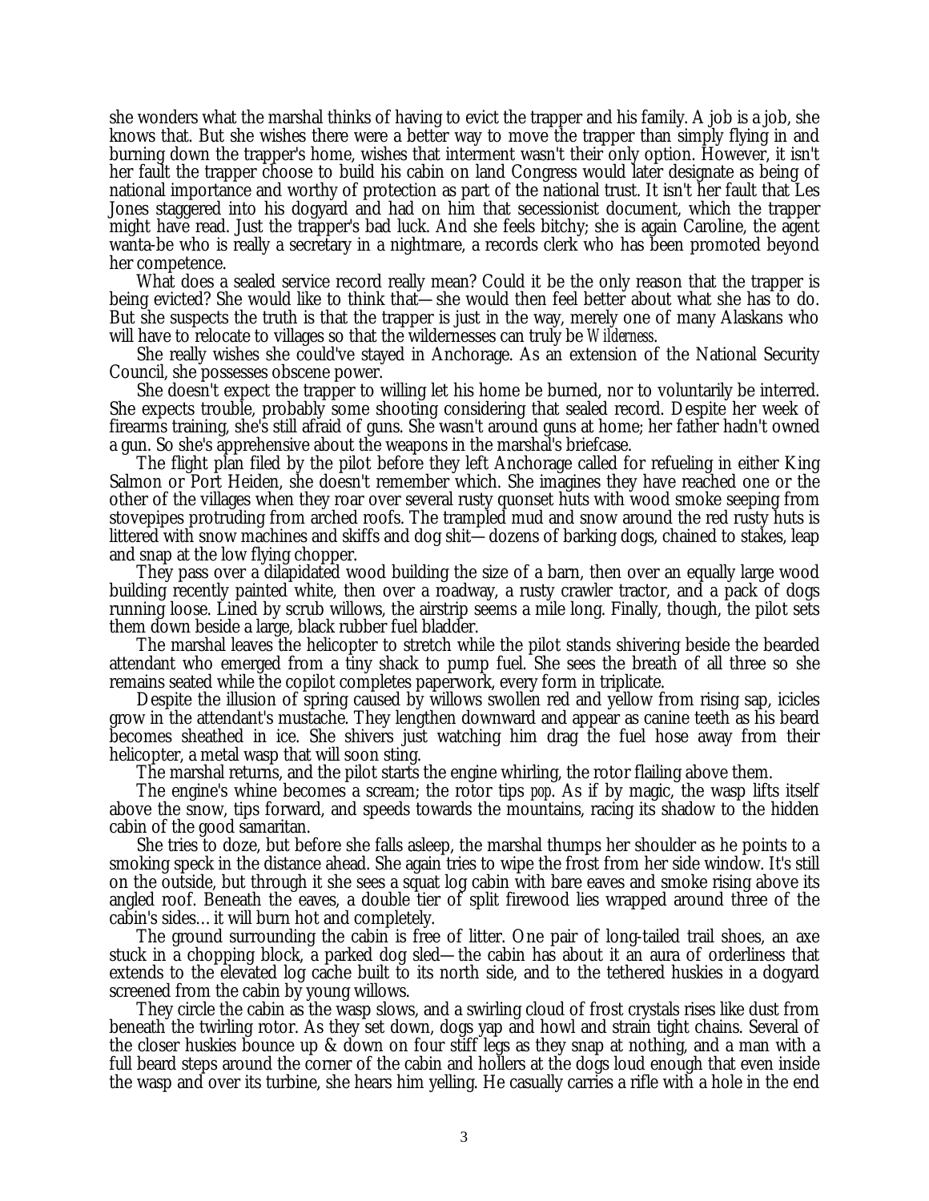she wonders what the marshal thinks of having to evict the trapper and his family. A job is a job, she knows that. But she wishes there were a better way to move the trapper than simply flying in and burning down the trapper's home, wishes that interment wasn't their only option. However, it isn't her fault the trapper choose to build his cabin on land Congress would later designate as being of national importance and worthy of protection as part of the national trust. It isn't her fault that Les Jones staggered into his dogyard and had on him that secessionist document, which the trapper might have read. Just the trapper's bad luck. And she feels bitchy; she is again Caroline, the agent wanta-be who is really a secretary in a nightmare, a records clerk who has been promoted beyond her competence.

What does a sealed service record really mean? Could it be the only reason that the trapper is being evicted? She would like to think that—she would then feel better about what she has to do. But she suspects the truth is that the trapper is just in the way, merely one of many Alaskans who will have to relocate to villages so that the wildernesses can truly be *Wilderness*.

She really wishes she could've stayed in Anchorage. As an extension of the National Security Council, she possesses obscene power.

She doesn't expect the trapper to willing let his home be burned, nor to voluntarily be interred. She expects trouble, probably some shooting considering that sealed record. Despite her week of firearms training, she's still afraid of guns. She wasn't around guns at home; her father hadn't owned a gun. So she's apprehensive about the weapons in the marshal's briefcase.

The flight plan filed by the pilot before they left Anchorage called for refueling in either King Salmon or Port Heiden, she doesn't remember which. She imagines they have reached one or the other of the villages when they roar over several rusty quonset huts with wood smoke seeping from stovepipes protruding from arched roofs. The trampled mud and snow around the red rusty huts is littered with snow machines and skiffs and dog shit—dozens of barking dogs, chained to stakes, leap and snap at the low flying chopper.

They pass over a dilapidated wood building the size of a barn, then over an equally large wood building recently painted white, then over a roadway, a rusty crawler tractor, and a pack of dogs running loose. Lined by scrub willows, the airstrip seems a mile long. Finally, though, the pilot sets them down beside a large, black rubber fuel bladder.

The marshal leaves the helicopter to stretch while the pilot stands shivering beside the bearded attendant who emerged from a tiny shack to pump fuel. She sees the breath of all three so she remains seated while the copilot completes paperwork, every form in triplicate.

Despite the illusion of spring caused by willows swollen red and yellow from rising sap, icicles grow in the attendant's mustache. They lengthen downward and appear as canine teeth as his beard becomes sheathed in ice. She shivers just watching him drag the fuel hose away from their helicopter, a metal wasp that will soon sting.

The marshal returns, and the pilot starts the engine whirling, the rotor flailing above them.

The engine's whine becomes a scream; the rotor tips *pop*. As if by magic, the wasp lifts itself above the snow, tips forward, and speeds towards the mountains, racing its shadow to the hidden cabin of the good samaritan.

She tries to doze, but before she falls asleep, the marshal thumps her shoulder as he points to a smoking speck in the distance ahead. She again tries to wipe the frost from her side window. It's still on the outside, but through it she sees a squat log cabin with bare eaves and smoke rising above its angled roof. Beneath the eaves, a double tier of split firewood lies wrapped around three of the cabin's sides… it will burn hot and completely.

The ground surrounding the cabin is free of litter. One pair of long-tailed trail shoes, an axe stuck in a chopping block, a parked dog sled—the cabin has about it an aura of orderliness that extends to the elevated log cache built to its north side, and to the tethered huskies in a dogyard screened from the cabin by young willows.

They circle the cabin as the wasp slows, and a swirling cloud of frost crystals rises like dust from beneath the twirling rotor. As they set down, dogs yap and howl and strain tight chains. Several of the closer huskies bounce up & down on four stiff legs as they snap at nothing, and a man with a full beard steps around the corner of the cabin and hollers at the dogs loud enough that even inside the wasp and over its turbine, she hears him yelling. He casually carries a rifle with a hole in the end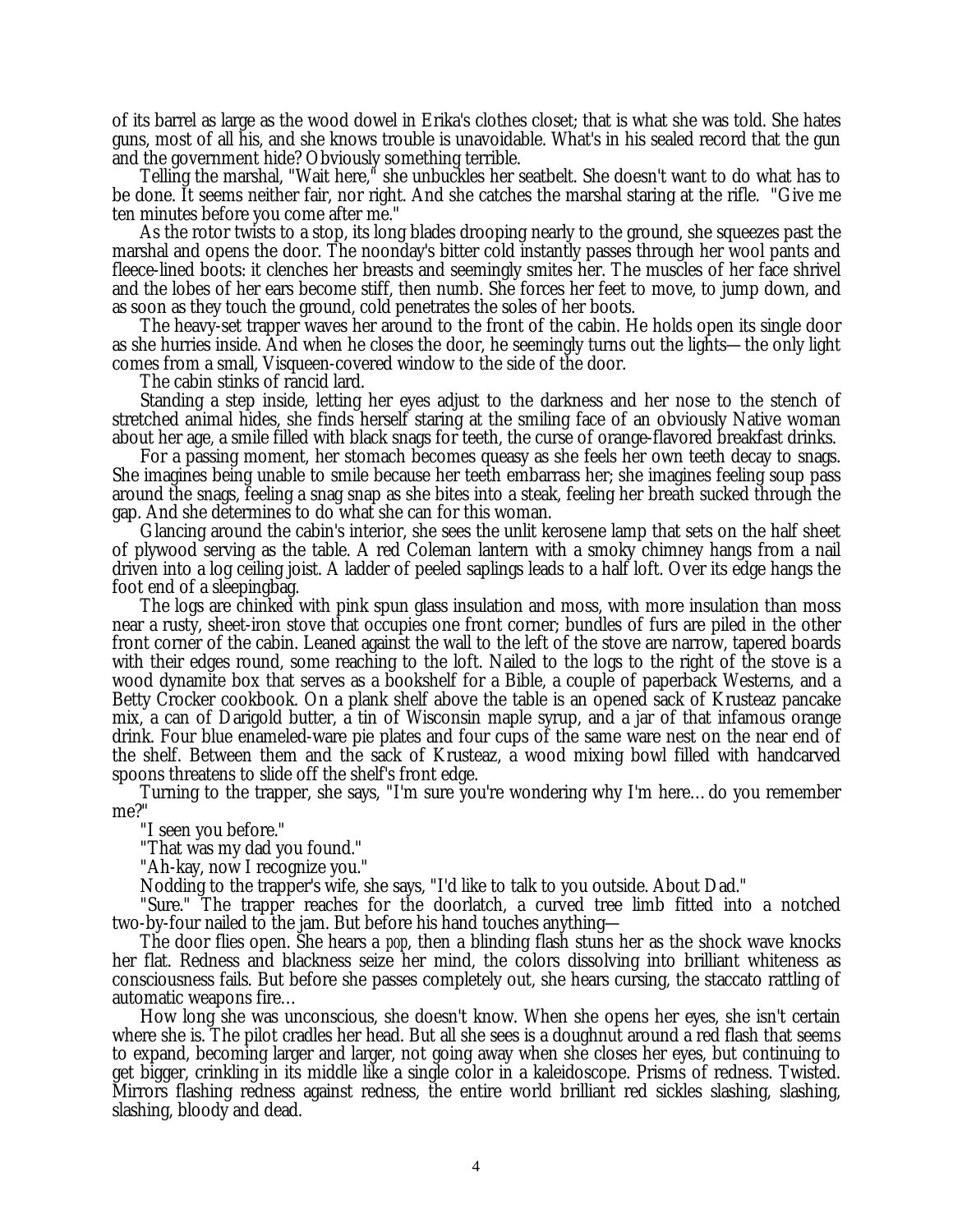of its barrel as large as the wood dowel in Erika's clothes closet; that is what she was told. She hates guns, most of all his, and she knows trouble is unavoidable. What's in his sealed record that the gun and the government hide? Obviously something terrible.

Telling the marshal, "Wait here," she unbuckles her seatbelt. She doesn't want to do what has to be done. It seems neither fair, nor right. And she catches the marshal staring at the rifle. "Give me ten minutes before you come after me."

As the rotor twists to a stop, its long blades drooping nearly to the ground, she squeezes past the marshal and opens the door. The noonday's bitter cold instantly passes through her wool pants and fleece-lined boots: it clenches her breasts and seemingly smites her. The muscles of her face shrivel and the lobes of her ears become stiff, then numb. She forces her feet to move, to jump down, and as soon as they touch the ground, cold penetrates the soles of her boots.

The heavy-set trapper waves her around to the front of the cabin. He holds open its single door as she hurries inside. And when he closes the door, he seemingly turns out the lights—the only light comes from a small, Visqueen-covered window to the side of the door.

The cabin stinks of rancid lard.

Standing a step inside, letting her eyes adjust to the darkness and her nose to the stench of stretched animal hides, she finds herself staring at the smiling face of an obviously Native woman about her age, a smile filled with black snags for teeth, the curse of orange-flavored breakfast drinks.

For a passing moment, her stomach becomes queasy as she feels her own teeth decay to snags. She imagines being unable to smile because her teeth embarrass her; she imagines feeling soup pass around the snags, feeling a snag snap as she bites into a steak, feeling her breath sucked through the gap. And she determines to do what she can for this woman.

Glancing around the cabin's interior, she sees the unlit kerosene lamp that sets on the half sheet of plywood serving as the table. A red Coleman lantern with a smoky chimney hangs from a nail driven into a log ceiling joist. A ladder of peeled saplings leads to a half loft. Over its edge hangs the foot end of a sleepingbag.

The logs are chinked with pink spun glass insulation and moss, with more insulation than moss near a rusty, sheet-iron stove that occupies one front corner; bundles of furs are piled in the other front corner of the cabin. Leaned against the wall to the left of the stove are narrow, tapered boards with their edges round, some reaching to the loft. Nailed to the logs to the right of the stove is a wood dynamite box that serves as a bookshelf for a Bible, a couple of paperback Westerns, and a Betty Crocker cookbook. On a plank shelf above the table is an opened sack of Krusteaz pancake mix, a can of Darigold butter, a tin of Wisconsin maple syrup, and a jar of that infamous orange drink. Four blue enameled-ware pie plates and four cups of the same ware nest on the near end of the shelf. Between them and the sack of Krusteaz, a wood mixing bowl filled with handcarved spoons threatens to slide off the shelf's front edge.

Turning to the trapper, she says, "I'm sure you're wondering why I'm here…do you remember me?"

"I seen you before."

"That was my dad you found."

"Ah-kay, now I recognize you."

Nodding to the trapper's wife, she says, "I'd like to talk to you outside. About Dad."

"Sure." The trapper reaches for the doorlatch, a curved tree limb fitted into a notched two-by-four nailed to the jam. But before his hand touches anything—

The door flies open. She hears a *pop*, then a blinding flash stuns her as the shock wave knocks her flat. Redness and blackness seize her mind, the colors dissolving into brilliant whiteness as consciousness fails. But before she passes completely out, she hears cursing, the staccato rattling of automatic weapons fire…

How long she was unconscious, she doesn't know. When she opens her eyes, she isn't certain where she is. The pilot cradles her head. But all she sees is a doughnut around a red flash that seems to expand, becoming larger and larger, not going away when she closes her eyes, but continuing to get bigger, crinkling in its middle like a single color in a kaleidoscope. Prisms of redness. Twisted. Mirrors flashing redness against redness, the entire world brilliant red sickles slashing, slashing, slashing, bloody and dead.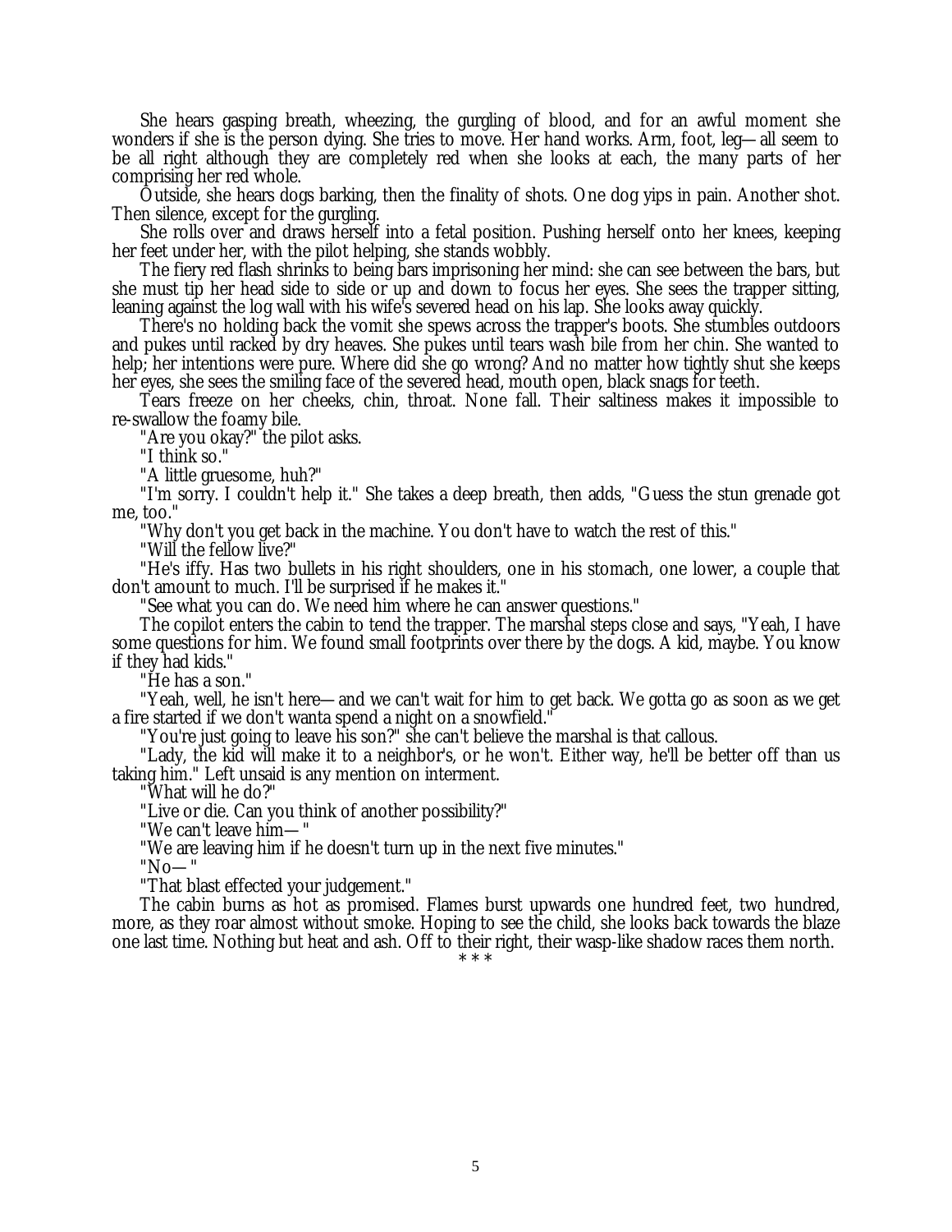She hears gasping breath, wheezing, the gurgling of blood, and for an awful moment she wonders if she is the person dying. She tries to move. Her hand works. Arm, foot, leg—all seem to be all right although they are completely red when she looks at each, the many parts of her comprising her red whole.

Outside, she hears dogs barking, then the finality of shots. One dog yips in pain. Another shot. Then silence, except for the gurgling.

She rolls over and draws herself into a fetal position. Pushing herself onto her knees, keeping her feet under her, with the pilot helping, she stands wobbly.

The fiery red flash shrinks to being bars imprisoning her mind: she can see between the bars, but she must tip her head side to side or up and down to focus her eyes. She sees the trapper sitting, leaning against the log wall with his wife's severed head on his lap. She looks away quickly.

There's no holding back the vomit she spews across the trapper's boots. She stumbles outdoors and pukes until racked by dry heaves. She pukes until tears wash bile from her chin. She wanted to help; her intentions were pure. Where did she go wrong? And no matter how tightly shut she keeps her eyes, she sees the smiling face of the severed head, mouth open, black snags for teeth.

Tears freeze on her cheeks, chin, throat. None fall. Their saltiness makes it impossible to re-swallow the foamy bile.

"Are you okay?" the pilot asks.

"I think so."

"A little gruesome, huh?"

"I'm sorry. I couldn't help it." She takes a deep breath, then adds, "Guess the stun grenade got me, too."

"Why don't you get back in the machine. You don't have to watch the rest of this."

"Will the fellow live?"

"He's iffy. Has two bullets in his right shoulders, one in his stomach, one lower, a couple that don't amount to much. I'll be surprised if he makes it."

"See what you can do. We need him where he can answer questions."

The copilot enters the cabin to tend the trapper. The marshal steps close and says, "Yeah, I have some questions for him. We found small footprints over there by the dogs. A kid, maybe. You know if they had kids."

"He has a son."

"Yeah, well, he isn't here—and we can't wait for him to get back. We gotta go as soon as we get a fire started if we don't wanta spend a night on a snowfield."

"You're just going to leave his son?" she can't believe the marshal is that callous.

"Lady, the kid will make it to a neighbor's, or he won't. Either way, he'll be better off than us taking him." Left unsaid is any mention on interment.

"What will he do?"

"Live or die. Can you think of another possibility?"

"We can't leave him— "

"We are leaving him if he doesn't turn up in the next five minutes."

"No— "

"That blast effected your judgement."

The cabin burns as hot as promised. Flames burst upwards one hundred feet, two hundred, more, as they roar almost without smoke. Hoping to see the child, she looks back towards the blaze one last time. Nothing but heat and ash. Off to their right, their wasp-like shadow races them north.

\* \* \*